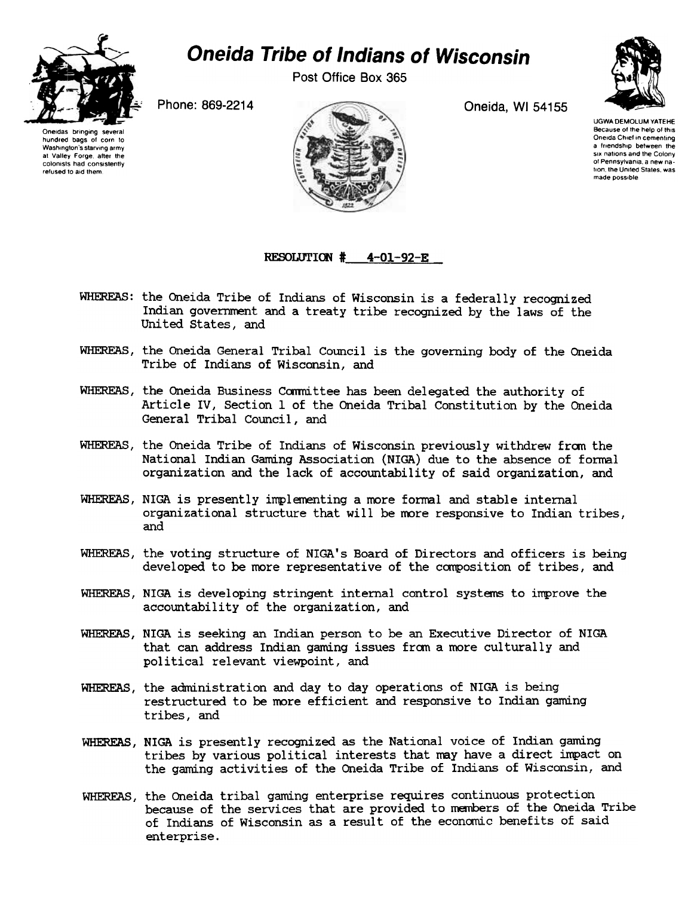# Oneida Tribe of Indians of Wisconsin

Post Office Box 365

Phone: 869-2214

Oneida, WI 54155

Oneidas bringing several hundred bags of corn to Washington's starving army at Valley Forge, after the colonists had consistently refused to aid them.

UGWA DEMOLUM YATEHE
Because of the help of this Oneida Chief in cementing a friendship between the six nations and the Colony of Pennsylvania, a new nation, the United States, was made possible.

**RESOLUTION # 4-01-92-E**

WHEREAS: the Oneida Tribe of Indians of Wisconsin is a federally recognized Indian government and a treaty tribe recognized by the laws of the United States, and

WHEREAS, the Oneida General Tribal Council is the governing body of the Oneida Tribe of Indians of Wisconsin, and

WHEREAS, the Oneida Business Committee has been delegated the authority of Article IV, Section 1 of the Oneida Tribal Constitution by the Oneida General Tribal Council, and

WHEREAS, the Oneida Tribe of Indians of Wisconsin previously withdrew from the National Indian Gaming Association (NIGA) due to the absence of formal organization and the lack of accountability of said organization, and

WHEREAS, NIGA is presently implementing a more formal and stable internal organizational structure that will be more responsive to Indian tribes, and

WHEREAS, the voting structure of NIGA's Board of Directors and officers is being developed to be more representative of the composition of tribes, and

WHEREAS, NIGA is developing stringent internal control systems to improve the accountability of the organization, and

WHEREAS, NIGA is seeking an Indian person to be an Executive Director of NIGA that can address Indian gaming issues from a more culturally and political relevant viewpoint, and

WHEREAS, the administration and day to day operations of NIGA is being restructured to be more efficient and responsive to Indian gaming tribes, and

WHEREAS, NIGA is presently recognized as the National voice of Indian gaming tribes by various political interests that may have a direct impact on the gaming activities of the Oneida Tribe of Indians of Wisconsin, and

WHEREAS, the Oneida tribal gaming enterprise requires continuous protection because of the services that are provided to members of the Oneida Tribe of Indians of Wisconsin as a result of the economic benefits of said enterprise.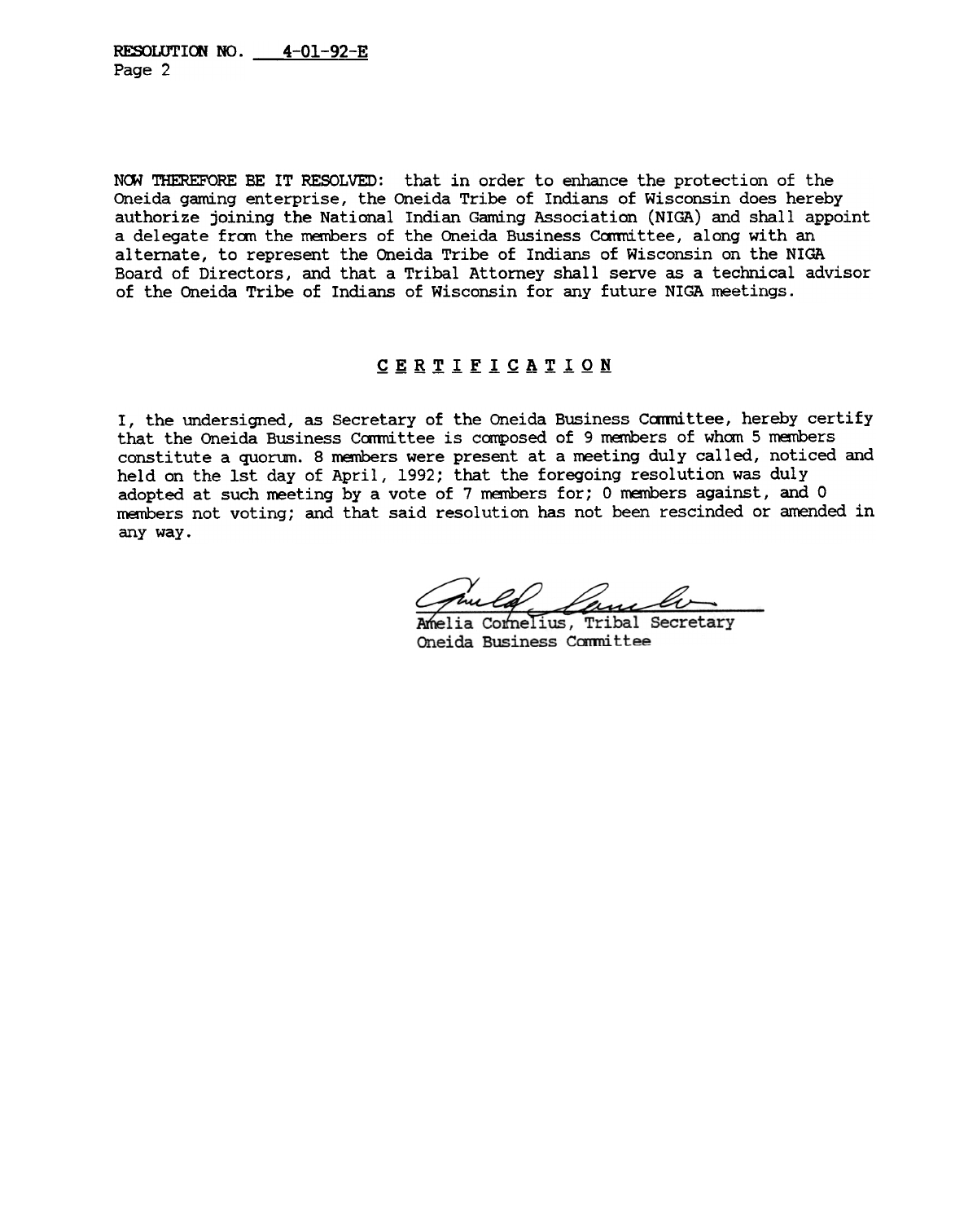RESOLUTION NO. 4-01-92-E
Page 2

**NOW THEREFORE BE IT RESOLVED:** that in order to enhance the protection of the Oneida gaming enterprise, the Oneida Tribe of Indians of Wisconsin does hereby authorize joining the National Indian Gaming Association (NIGA) and shall appoint a delegate from the members of the Oneida Business Committee, along with an alternate, to represent the Oneida Tribe of Indians of Wisconsin on the NIGA Board of Directors, and that a Tribal Attorney shall serve as a technical advisor of the Oneida Tribe of Indians of Wisconsin for any future NIGA meetings.

## C E R T I F I C A T I O N

I, the undersigned, as Secretary of the Oneida Business Committee, hereby certify that the Oneida Business Committee is composed of 9 members of whom 5 members constitute a quorum. 8 members were present at a meeting duly called, noticed and held on the 1st day of April, 1992; that the foregoing resolution was duly adopted at such meeting by a vote of 7 members for; 0 members against, and 0 members not voting; and that said resolution has not been rescinded or amended in any way.

Amelia Cornelius, Tribal Secretary
Oneida Business Committee